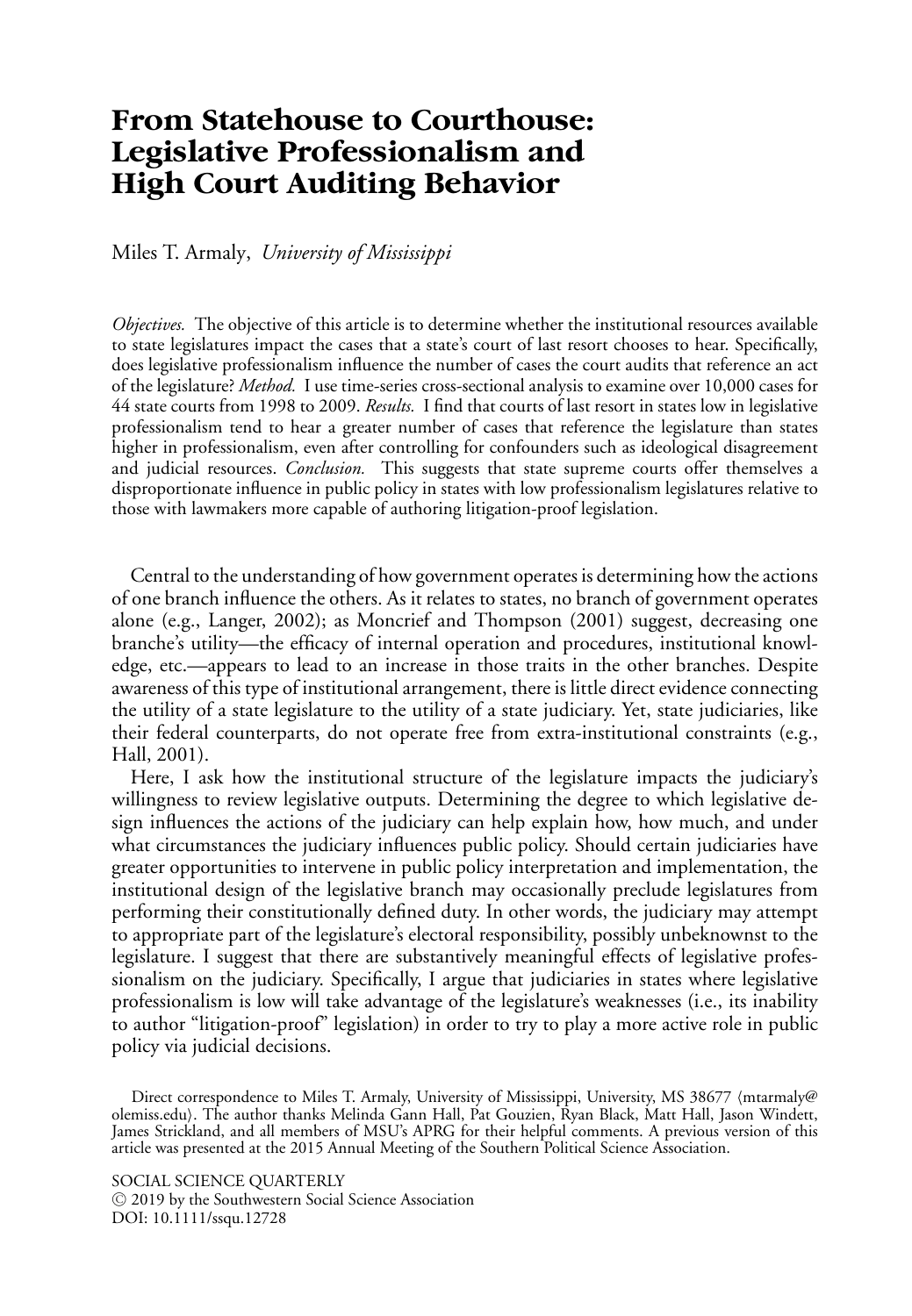# From Statehouse to Courthouse: Legislative Professionalism and High Court Auditing Behavior

Miles T. Armaly, *University of Mississippi*

*Objectives.* The objective of this article is to determine whether the institutional resources available to state legislatures impact the cases that a state's court of last resort chooses to hear. Specifically, does legislative professionalism influence the number of cases the court audits that reference an act of the legislature? *Method.* I use time-series cross-sectional analysis to examine over 10,000 cases for 44 state courts from 1998 to 2009. *Results.* I find that courts of last resort in states low in legislative professionalism tend to hear a greater number of cases that reference the legislature than states higher in professionalism, even after controlling for confounders such as ideological disagreement and judicial resources. *Conclusion.* This suggests that state supreme courts offer themselves a disproportionate influence in public policy in states with low professionalism legislatures relative to those with lawmakers more capable of authoring litigation-proof legislation.

Central to the understanding of how government operates is determining how the actions of one branch influence the others. As it relates to states, no branch of government operates alone (e.g., Langer, 2002); as Moncrief and Thompson (2001) suggest, decreasing one branche's utility—the efficacy of internal operation and procedures, institutional knowledge, etc.—appears to lead to an increase in those traits in the other branches. Despite awareness of this type of institutional arrangement, there is little direct evidence connecting the utility of a state legislature to the utility of a state judiciary. Yet, state judiciaries, like their federal counterparts, do not operate free from extra-institutional constraints (e.g., Hall, 2001).

Here, I ask how the institutional structure of the legislature impacts the judiciary's willingness to review legislative outputs. Determining the degree to which legislative design influences the actions of the judiciary can help explain how, how much, and under what circumstances the judiciary influences public policy. Should certain judiciaries have greater opportunities to intervene in public policy interpretation and implementation, the institutional design of the legislative branch may occasionally preclude legislatures from performing their constitutionally defined duty. In other words, the judiciary may attempt to appropriate part of the legislature's electoral responsibility, possibly unbeknownst to the legislature. I suggest that there are substantively meaningful effects of legislative professionalism on the judiciary. Specifically, I argue that judiciaries in states where legislative professionalism is low will take advantage of the legislature's weaknesses (i.e., its inability to author "litigation-proof" legislation) in order to try to play a more active role in public policy via judicial decisions.

Direct correspondence to Miles T. Armaly, University of Mississippi, University, MS 38677 ⟨mtarmaly@olemiss.edu⟩. The author thanks Melinda Gann Hall, Pat Gouzien, Ryan Black, Matt Hall, Jason Windett, James Strickland, and all members of MSU's APRG for their helpful comments. A previous version of this article was presented at the 2015 Annual Meeting of the Southern Political Science Association.

SOCIAL SCIENCE QUARTERLY
© 2019 by the Southwestern Social Science Association
DOI: 10.1111/ssqu.12728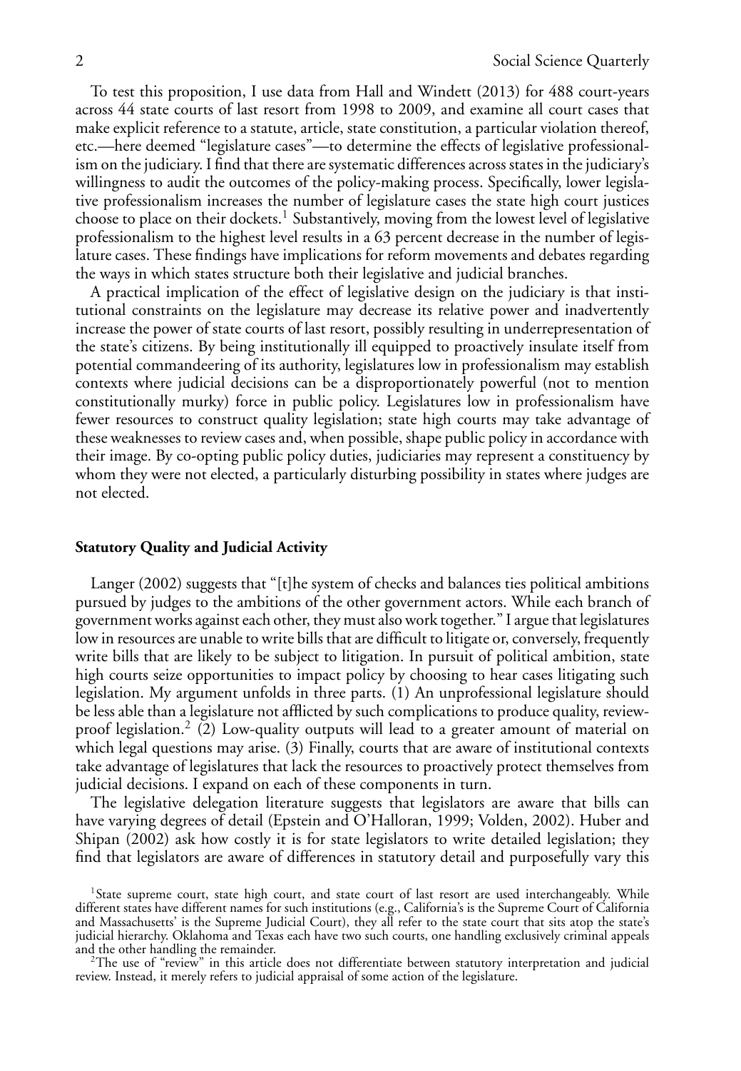To test this proposition, I use data from Hall and Windett (2013) for 488 court-years across 44 state courts of last resort from 1998 to 2009, and examine all court cases that make explicit reference to a statute, article, state constitution, a particular violation thereof, etc.—here deemed "legislature cases"—to determine the effects of legislative professionalism on the judiciary. I find that there are systematic differences across states in the judiciary's willingness to audit the outcomes of the policy-making process. Specifically, lower legislative professionalism increases the number of legislature cases the state high court justices choose to place on their dockets.[1] Substantively, moving from the lowest level of legislative professionalism to the highest level results in a 63 percent decrease in the number of legislature cases. These findings have implications for reform movements and debates regarding the ways in which states structure both their legislative and judicial branches.

A practical implication of the effect of legislative design on the judiciary is that institutional constraints on the legislature may decrease its relative power and inadvertently increase the power of state courts of last resort, possibly resulting in underrepresentation of the state's citizens. By being institutionally ill equipped to proactively insulate itself from potential commandeering of its authority, legislatures low in professionalism may establish contexts where judicial decisions can be a disproportionately powerful (not to mention constitutionally murky) force in public policy. Legislatures low in professionalism have fewer resources to construct quality legislation; state high courts may take advantage of these weaknesses to review cases and, when possible, shape public policy in accordance with their image. By co-opting public policy duties, judiciaries may represent a constituency by whom they were not elected, a particularly disturbing possibility in states where judges are not elected.

### Statutory Quality and Judicial Activity

Langer (2002) suggests that "[t]he system of checks and balances ties political ambitions pursued by judges to the ambitions of the other government actors. While each branch of government works against each other, they must also work together." I argue that legislatures low in resources are unable to write bills that are difficult to litigate or, conversely, frequently write bills that are likely to be subject to litigation. In pursuit of political ambition, state high courts seize opportunities to impact policy by choosing to hear cases litigating such legislation. My argument unfolds in three parts. (1) An unprofessional legislature should be less able than a legislature not afflicted by such complications to produce quality, review-proof legislation.[2] (2) Low-quality outputs will lead to a greater amount of material on which legal questions may arise. (3) Finally, courts that are aware of institutional contexts take advantage of legislatures that lack the resources to proactively protect themselves from judicial decisions. I expand on each of these components in turn.

The legislative delegation literature suggests that legislators are aware that bills can have varying degrees of detail (Epstein and O'Halloran, 1999; Volden, 2002). Huber and Shipan (2002) ask how costly it is for state legislators to write detailed legislation; they find that legislators are aware of differences in statutory detail and purposefully vary this

[1] State supreme court, state high court, and state court of last resort are used interchangeably. While different states have different names for such institutions (e.g., California's is the Supreme Court of California and Massachusetts' is the Supreme Judicial Court), they all refer to the state court that sits atop the state's judicial hierarchy. Oklahoma and Texas each have two such courts, one handling exclusively criminal appeals and the other handling the remainder.

[2] The use of "review" in this article does not differentiate between statutory interpretation and judicial review. Instead, it merely refers to judicial appraisal of some action of the legislature.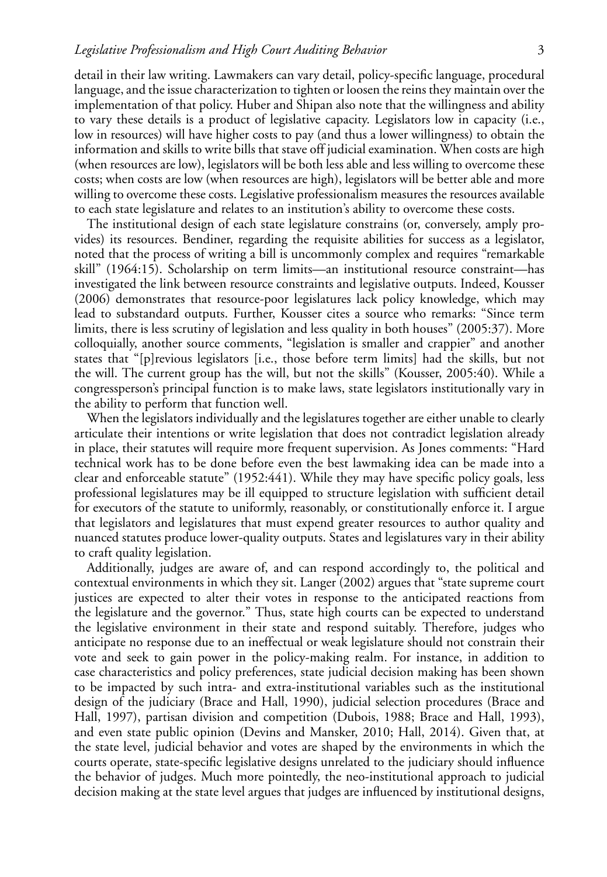detail in their law writing. Lawmakers can vary detail, policy-specific language, procedural language, and the issue characterization to tighten or loosen the reins they maintain over the implementation of that policy. Huber and Shipan also note that the willingness and ability to vary these details is a product of legislative capacity. Legislators low in capacity (i.e., low in resources) will have higher costs to pay (and thus a lower willingness) to obtain the information and skills to write bills that stave off judicial examination. When costs are high (when resources are low), legislators will be both less able and less willing to overcome these costs; when costs are low (when resources are high), legislators will be better able and more willing to overcome these costs. Legislative professionalism measures the resources available to each state legislature and relates to an institution's ability to overcome these costs.

The institutional design of each state legislature constrains (or, conversely, amply provides) its resources. Bendiner, regarding the requisite abilities for success as a legislator, noted that the process of writing a bill is uncommonly complex and requires "remarkable skill" (1964:15). Scholarship on term limits—an institutional resource constraint—has investigated the link between resource constraints and legislative outputs. Indeed, Kousser (2006) demonstrates that resource-poor legislatures lack policy knowledge, which may lead to substandard outputs. Further, Kousser cites a source who remarks: "Since term limits, there is less scrutiny of legislation and less quality in both houses" (2005:37). More colloquially, another source comments, "legislation is smaller and crappier" and another states that "[p]revious legislators [i.e., those before term limits] had the skills, but not the will. The current group has the will, but not the skills" (Kousser, 2005:40). While a congressperson's principal function is to make laws, state legislators institutionally vary in the ability to perform that function well.

When the legislators individually and the legislatures together are either unable to clearly articulate their intentions or write legislation that does not contradict legislation already in place, their statutes will require more frequent supervision. As Jones comments: "Hard technical work has to be done before even the best lawmaking idea can be made into a clear and enforceable statute" (1952:441). While they may have specific policy goals, less professional legislatures may be ill equipped to structure legislation with sufficient detail for executors of the statute to uniformly, reasonably, or constitutionally enforce it. I argue that legislators and legislatures that must expend greater resources to author quality and nuanced statutes produce lower-quality outputs. States and legislatures vary in their ability to craft quality legislation.

Additionally, judges are aware of, and can respond accordingly to, the political and contextual environments in which they sit. Langer (2002) argues that "state supreme court justices are expected to alter their votes in response to the anticipated reactions from the legislature and the governor." Thus, state high courts can be expected to understand the legislative environment in their state and respond suitably. Therefore, judges who anticipate no response due to an ineffectual or weak legislature should not constrain their vote and seek to gain power in the policy-making realm. For instance, in addition to case characteristics and policy preferences, state judicial decision making has been shown to be impacted by such intra- and extra-institutional variables such as the institutional design of the judiciary (Brace and Hall, 1990), judicial selection procedures (Brace and Hall, 1997), partisan division and competition (Dubois, 1988; Brace and Hall, 1993), and even state public opinion (Devins and Mansker, 2010; Hall, 2014). Given that, at the state level, judicial behavior and votes are shaped by the environments in which the courts operate, state-specific legislative designs unrelated to the judiciary should influence the behavior of judges. Much more pointedly, the neo-institutional approach to judicial decision making at the state level argues that judges are influenced by institutional designs,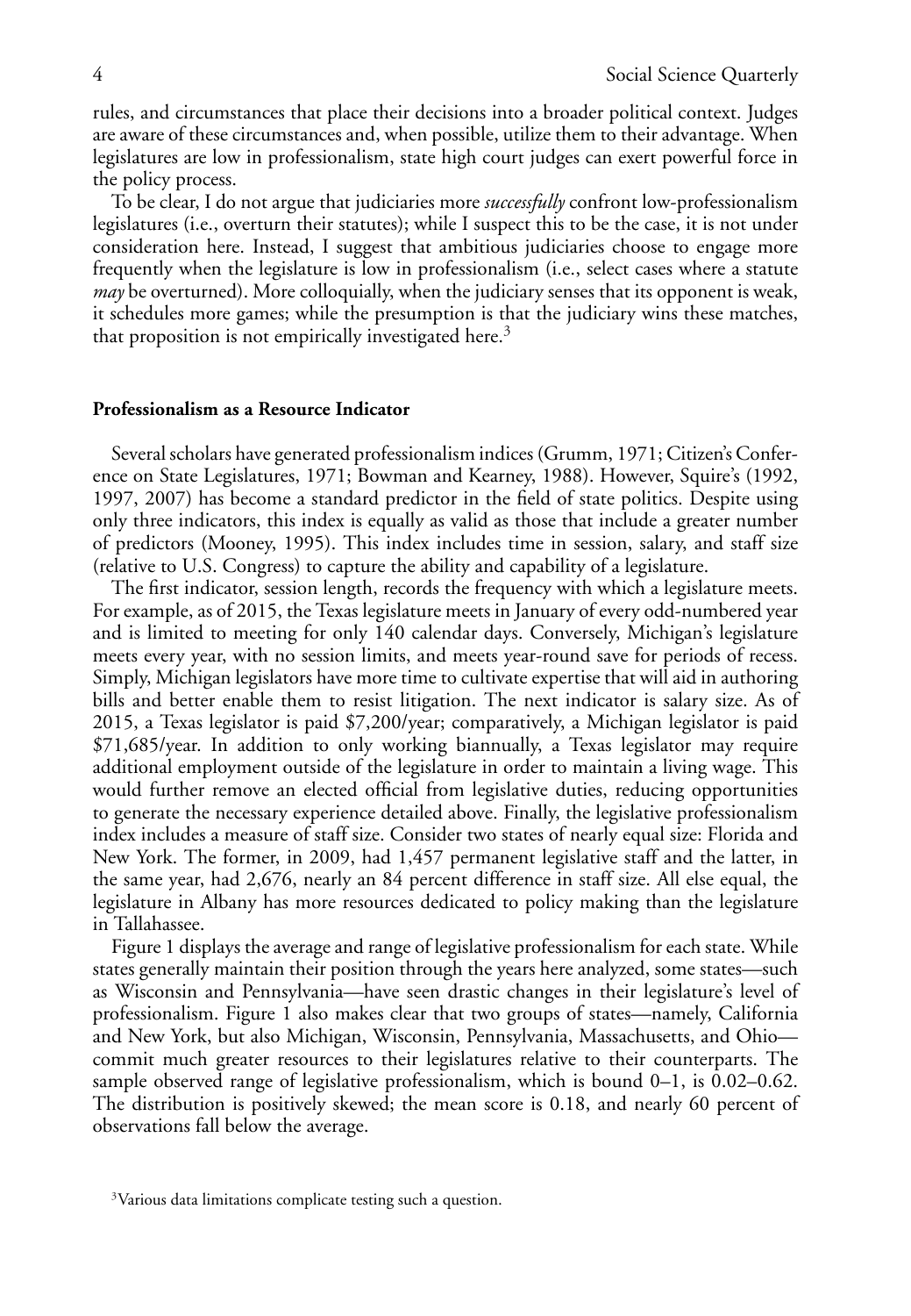rules, and circumstances that place their decisions into a broader political context. Judges are aware of these circumstances and, when possible, utilize them to their advantage. When legislatures are low in professionalism, state high court judges can exert powerful force in the policy process.

To be clear, I do not argue that judiciaries more *successfully* confront low-professionalism legislatures (i.e., overturn their statutes); while I suspect this to be the case, it is not under consideration here. Instead, I suggest that ambitious judiciaries choose to engage more frequently when the legislature is low in professionalism (i.e., select cases where a statute *may* be overturned). More colloquially, when the judiciary senses that its opponent is weak, it schedules more games; while the presumption is that the judiciary wins these matches, that proposition is not empirically investigated here.[3]

### Professionalism as a Resource Indicator

Several scholars have generated professionalism indices (Grumm, 1971; Citizen's Conference on State Legislatures, 1971; Bowman and Kearney, 1988). However, Squire's (1992, 1997, 2007) has become a standard predictor in the field of state politics. Despite using only three indicators, this index is equally as valid as those that include a greater number of predictors (Mooney, 1995). This index includes time in session, salary, and staff size (relative to U.S. Congress) to capture the ability and capability of a legislature.

The first indicator, session length, records the frequency with which a legislature meets. For example, as of 2015, the Texas legislature meets in January of every odd-numbered year and is limited to meeting for only 140 calendar days. Conversely, Michigan's legislature meets every year, with no session limits, and meets year-round save for periods of recess. Simply, Michigan legislators have more time to cultivate expertise that will aid in authoring bills and better enable them to resist litigation. The next indicator is salary size. As of 2015, a Texas legislator is paid $7,200/year; comparatively, a Michigan legislator is paid $71,685/year. In addition to only working biannually, a Texas legislator may require additional employment outside of the legislature in order to maintain a living wage. This would further remove an elected official from legislative duties, reducing opportunities to generate the necessary experience detailed above. Finally, the legislative professionalism index includes a measure of staff size. Consider two states of nearly equal size: Florida and New York. The former, in 2009, had 1,457 permanent legislative staff and the latter, in the same year, had 2,676, nearly an 84 percent difference in staff size. All else equal, the legislature in Albany has more resources dedicated to policy making than the legislature in Tallahassee.

Figure 1 displays the average and range of legislative professionalism for each state. While states generally maintain their position through the years here analyzed, some states—such as Wisconsin and Pennsylvania—have seen drastic changes in their legislature's level of professionalism. Figure 1 also makes clear that two groups of states—namely, California and New York, but also Michigan, Wisconsin, Pennsylvania, Massachusetts, and Ohio—commit much greater resources to their legislatures relative to their counterparts. The sample observed range of legislative professionalism, which is bound 0–1, is 0.02–0.62. The distribution is positively skewed; the mean score is 0.18, and nearly 60 percent of observations fall below the average.

[3]Various data limitations complicate testing such a question.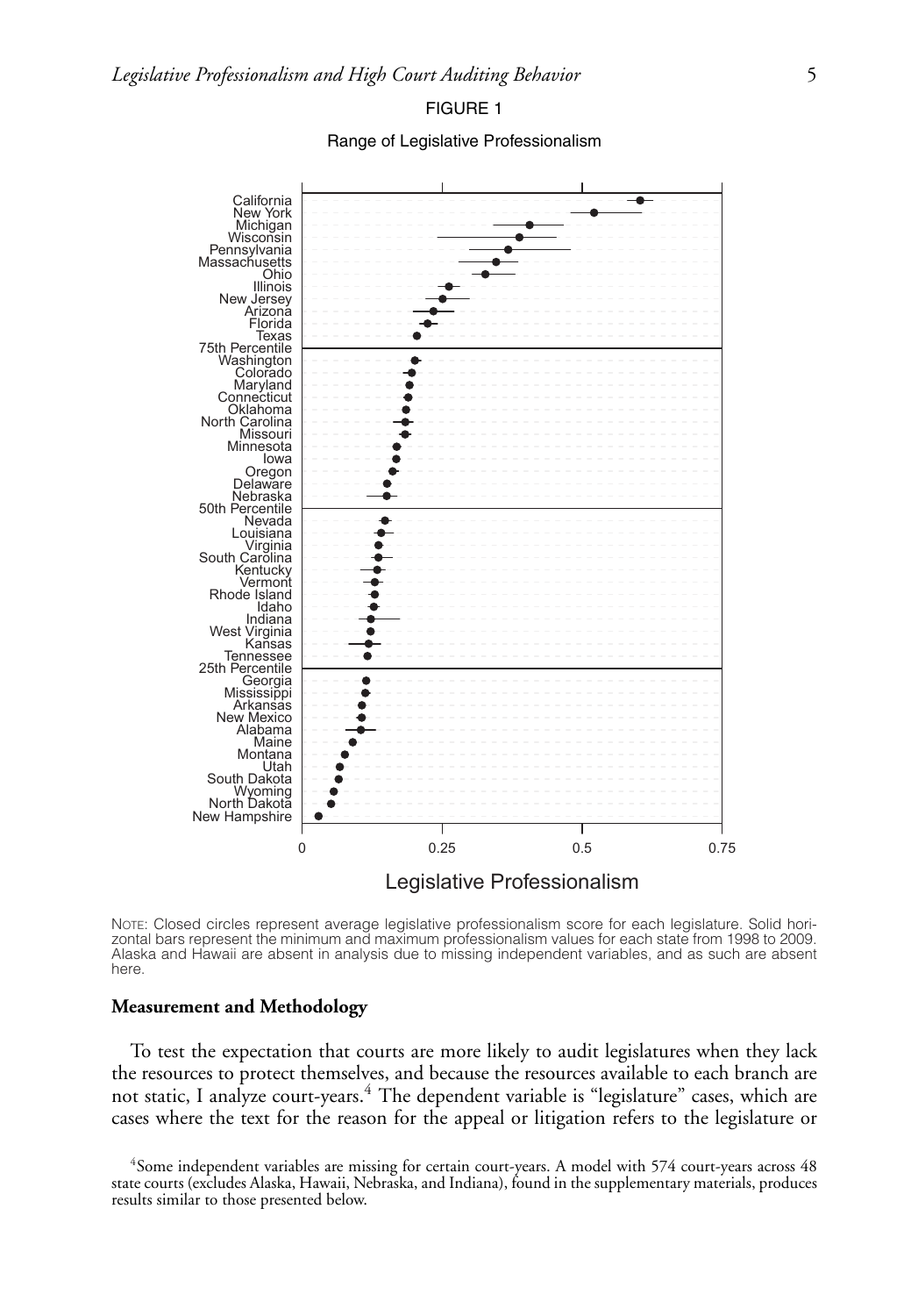FIGURE 1

Range of Legislative Professionalism

NOTE: Closed circles represent average legislative professionalism score for each legislature. Solid horizontal bars represent the minimum and maximum professionalism values for each state from 1998 to 2009. Alaska and Hawaii are absent in analysis due to missing independent variables, and as such are absent here.

**Measurement and Methodology**

To test the expectation that courts are more likely to audit legislatures when they lack the resources to protect themselves, and because the resources available to each branch are not static, I analyze court-years.[4] The dependent variable is "legislature" cases, which are cases where the text for the reason for the appeal or litigation refers to the legislature or

[4]Some independent variables are missing for certain court-years. A model with 574 court-years across 48 state courts (excludes Alaska, Hawaii, Nebraska, and Indiana), found in the supplementary materials, produces results similar to those presented below.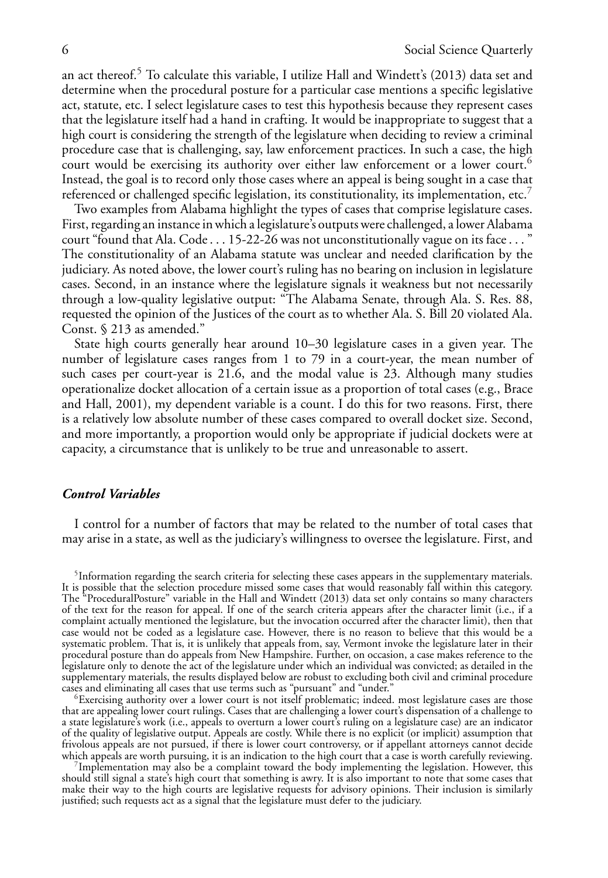an act thereof.[5] To calculate this variable, I utilize Hall and Windett's (2013) data set and determine when the procedural posture for a particular case mentions a specific legislative act, statute, etc. I select legislature cases to test this hypothesis because they represent cases that the legislature itself had a hand in crafting. It would be inappropriate to suggest that a high court is considering the strength of the legislature when deciding to review a criminal procedure case that is challenging, say, law enforcement practices. In such a case, the high court would be exercising its authority over either law enforcement or a lower court.[6] Instead, the goal is to record only those cases where an appeal is being sought in a case that referenced or challenged specific legislation, its constitutionality, its implementation, etc.[7]

Two examples from Alabama highlight the types of cases that comprise legislature cases. First, regarding an instance in which a legislature's outputs were challenged, a lower Alabama court "found that Ala. Code . . . 15-22-26 was not unconstitutionally vague on its face . . . " The constitutionality of an Alabama statute was unclear and needed clarification by the judiciary. As noted above, the lower court's ruling has no bearing on inclusion in legislature cases. Second, in an instance where the legislature signals it weakness but not necessarily through a low-quality legislative output: "The Alabama Senate, through Ala. S. Res. 88, requested the opinion of the Justices of the court as to whether Ala. S. Bill 20 violated Ala. Const. § 213 as amended."

State high courts generally hear around 10–30 legislature cases in a given year. The number of legislature cases ranges from 1 to 79 in a court-year, the mean number of such cases per court-year is 21.6, and the modal value is 23. Although many studies operationalize docket allocation of a certain issue as a proportion of total cases (e.g., Brace and Hall, 2001), my dependent variable is a count. I do this for two reasons. First, there is a relatively low absolute number of these cases compared to overall docket size. Second, and more importantly, a proportion would only be appropriate if judicial dockets were at capacity, a circumstance that is unlikely to be true and unreasonable to assert.

### *Control Variables*

I control for a number of factors that may be related to the number of total cases that may arise in a state, as well as the judiciary's willingness to oversee the legislature. First, and

[5]Information regarding the search criteria for selecting these cases appears in the supplementary materials. It is possible that the selection procedure missed some cases that would reasonably fall within this category. The "ProceduralPosture" variable in the Hall and Windett (2013) data set only contains so many characters of the text for the reason for appeal. If one of the search criteria appears after the character limit (i.e., if a complaint actually mentioned the legislature, but the invocation occurred after the character limit), then that case would not be coded as a legislature case. However, there is no reason to believe that this would be a systematic problem. That is, it is unlikely that appeals from, say, Vermont invoke the legislature later in their procedural posture than do appeals from New Hampshire. Further, on occasion, a case makes reference to the legislature only to denote the act of the legislature under which an individual was convicted; as detailed in the supplementary materials, the results displayed below are robust to excluding both civil and criminal procedure cases and eliminating all cases that use terms such as "pursuant" and "under."

[6]Exercising authority over a lower court is not itself problematic; indeed. most legislature cases are those that are appealing lower court rulings. Cases that are challenging a lower court's dispensation of a challenge to a state legislature's work (i.e., appeals to overturn a lower court's ruling on a legislature case) are an indicator of the quality of legislative output. Appeals are costly. While there is no explicit (or implicit) assumption that frivolous appeals are not pursued, if there is lower court controversy, or if appellant attorneys cannot decide which appeals are worth pursuing, it is an indication to the high court that a case is worth carefully reviewing.

[7]Implementation may also be a complaint toward the body implementing the legislation. However, this should still signal a state's high court that something is awry. It is also important to note that some cases that make their way to the high courts are legislative requests for advisory opinions. Their inclusion is similarly justified; such requests act as a signal that the legislature must defer to the judiciary.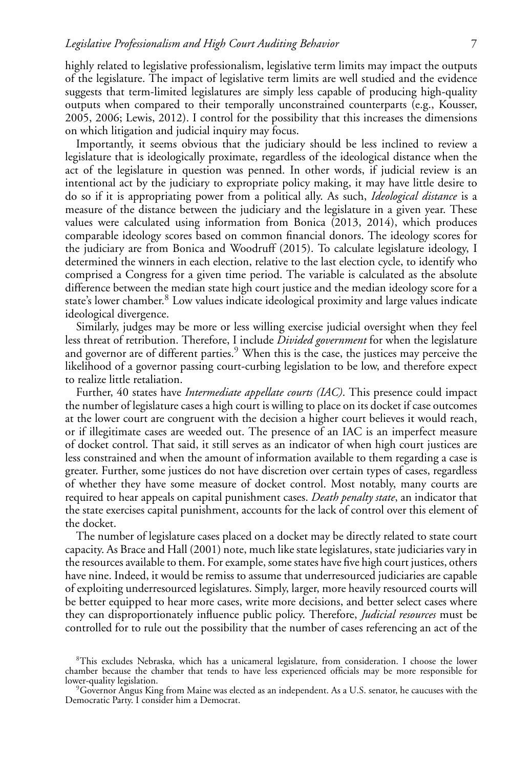highly related to legislative professionalism, legislative term limits may impact the outputs of the legislature. The impact of legislative term limits are well studied and the evidence suggests that term-limited legislatures are simply less capable of producing high-quality outputs when compared to their temporally unconstrained counterparts (e.g., Kousser, 2005, 2006; Lewis, 2012). I control for the possibility that this increases the dimensions on which litigation and judicial inquiry may focus.

Importantly, it seems obvious that the judiciary should be less inclined to review a legislature that is ideologically proximate, regardless of the ideological distance when the act of the legislature in question was penned. In other words, if judicial review is an intentional act by the judiciary to expropriate policy making, it may have little desire to do so if it is appropriating power from a political ally. As such, *Ideological distance* is a measure of the distance between the judiciary and the legislature in a given year. These values were calculated using information from Bonica (2013, 2014), which produces comparable ideology scores based on common financial donors. The ideology scores for the judiciary are from Bonica and Woodruff (2015). To calculate legislature ideology, I determined the winners in each election, relative to the last election cycle, to identify who comprised a Congress for a given time period. The variable is calculated as the absolute difference between the median state high court justice and the median ideology score for a state's lower chamber.[8] Low values indicate ideological proximity and large values indicate ideological divergence.

Similarly, judges may be more or less willing exercise judicial oversight when they feel less threat of retribution. Therefore, I include *Divided government* for when the legislature and governor are of different parties.[9] When this is the case, the justices may perceive the likelihood of a governor passing court-curbing legislation to be low, and therefore expect to realize little retaliation.

Further, 40 states have *Intermediate appellate courts (IAC)*. This presence could impact the number of legislature cases a high court is willing to place on its docket if case outcomes at the lower court are congruent with the decision a higher court believes it would reach, or if illegitimate cases are weeded out. The presence of an IAC is an imperfect measure of docket control. That said, it still serves as an indicator of when high court justices are less constrained and when the amount of information available to them regarding a case is greater. Further, some justices do not have discretion over certain types of cases, regardless of whether they have some measure of docket control. Most notably, many courts are required to hear appeals on capital punishment cases. *Death penalty state*, an indicator that the state exercises capital punishment, accounts for the lack of control over this element of the docket.

The number of legislature cases placed on a docket may be directly related to state court capacity. As Brace and Hall (2001) note, much like state legislatures, state judiciaries vary in the resources available to them. For example, some states have five high court justices, others have nine. Indeed, it would be remiss to assume that underresourced judiciaries are capable of exploiting underresourced legislatures. Simply, larger, more heavily resourced courts will be better equipped to hear more cases, write more decisions, and better select cases where they can disproportionately influence public policy. Therefore, *Judicial resources* must be controlled for to rule out the possibility that the number of cases referencing an act of the

[8] This excludes Nebraska, which has a unicameral legislature, from consideration. I choose the lower chamber because the chamber that tends to have less experienced officials may be more responsible for lower-quality legislation.

[9] Governor Angus King from Maine was elected as an independent. As a U.S. senator, he caucuses with the Democratic Party. I consider him a Democrat.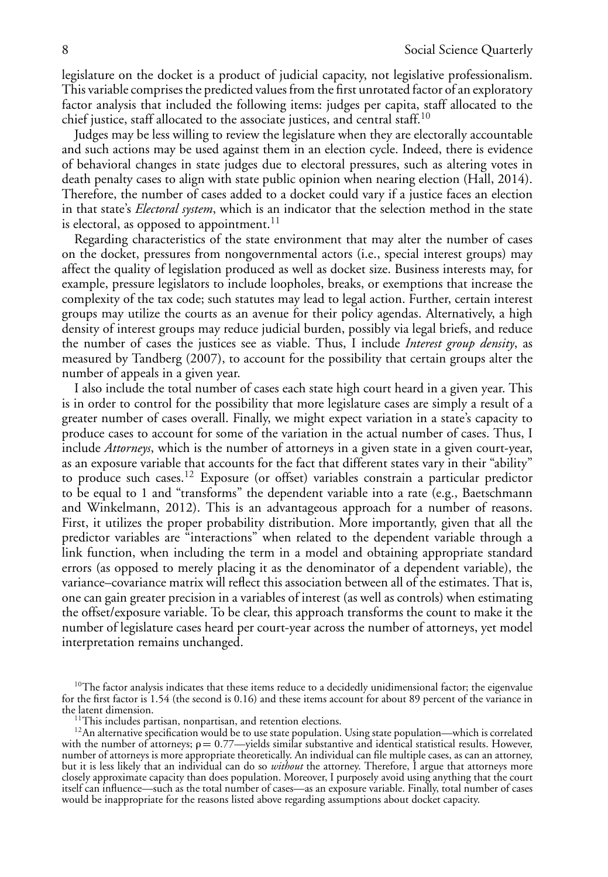legislature on the docket is a product of judicial capacity, not legislative professionalism. This variable comprises the predicted values from the first unrotated factor of an exploratory factor analysis that included the following items: judges per capita, staff allocated to the chief justice, staff allocated to the associate justices, and central staff.[10]

Judges may be less willing to review the legislature when they are electorally accountable and such actions may be used against them in an election cycle. Indeed, there is evidence of behavioral changes in state judges due to electoral pressures, such as altering votes in death penalty cases to align with state public opinion when nearing election (Hall, 2014). Therefore, the number of cases added to a docket could vary if a justice faces an election in that state's *Electoral system*, which is an indicator that the selection method in the state is electoral, as opposed to appointment.[11]

Regarding characteristics of the state environment that may alter the number of cases on the docket, pressures from nongovernmental actors (i.e., special interest groups) may affect the quality of legislation produced as well as docket size. Business interests may, for example, pressure legislators to include loopholes, breaks, or exemptions that increase the complexity of the tax code; such statutes may lead to legal action. Further, certain interest groups may utilize the courts as an avenue for their policy agendas. Alternatively, a high density of interest groups may reduce judicial burden, possibly via legal briefs, and reduce the number of cases the justices see as viable. Thus, I include *Interest group density*, as measured by Tandberg (2007), to account for the possibility that certain groups alter the number of appeals in a given year.

I also include the total number of cases each state high court heard in a given year. This is in order to control for the possibility that more legislature cases are simply a result of a greater number of cases overall. Finally, we might expect variation in a state's capacity to produce cases to account for some of the variation in the actual number of cases. Thus, I include *Attorneys*, which is the number of attorneys in a given state in a given court-year, as an exposure variable that accounts for the fact that different states vary in their "ability" to produce such cases.[12] Exposure (or offset) variables constrain a particular predictor to be equal to 1 and "transforms" the dependent variable into a rate (e.g., Baetschmann and Winkelmann, 2012). This is an advantageous approach for a number of reasons. First, it utilizes the proper probability distribution. More importantly, given that all the predictor variables are "interactions" when related to the dependent variable through a link function, when including the term in a model and obtaining appropriate standard errors (as opposed to merely placing it as the denominator of a dependent variable), the variance–covariance matrix will reflect this association between all of the estimates. That is, one can gain greater precision in a variables of interest (as well as controls) when estimating the offset/exposure variable. To be clear, this approach transforms the count to make it the number of legislature cases heard per court-year across the number of attorneys, yet model interpretation remains unchanged.

[10]The factor analysis indicates that these items reduce to a decidedly unidimensional factor; the eigenvalue for the first factor is 1.54 (the second is 0.16) and these items account for about 89 percent of the variance in the latent dimension.

[11]This includes partisan, nonpartisan, and retention elections.

[12]An alternative specification would be to use state population. Using state population—which is correlated with the number of attorneys; $\rho = 0.77$—yields similar substantive and identical statistical results. However, number of attorneys is more appropriate theoretically. An individual can file multiple cases, as can an attorney, but it is less likely that an individual can do so *without* the attorney. Therefore, I argue that attorneys more closely approximate capacity than does population. Moreover, I purposely avoid using anything that the court itself can influence—such as the total number of cases—as an exposure variable. Finally, total number of cases would be inappropriate for the reasons listed above regarding assumptions about docket capacity.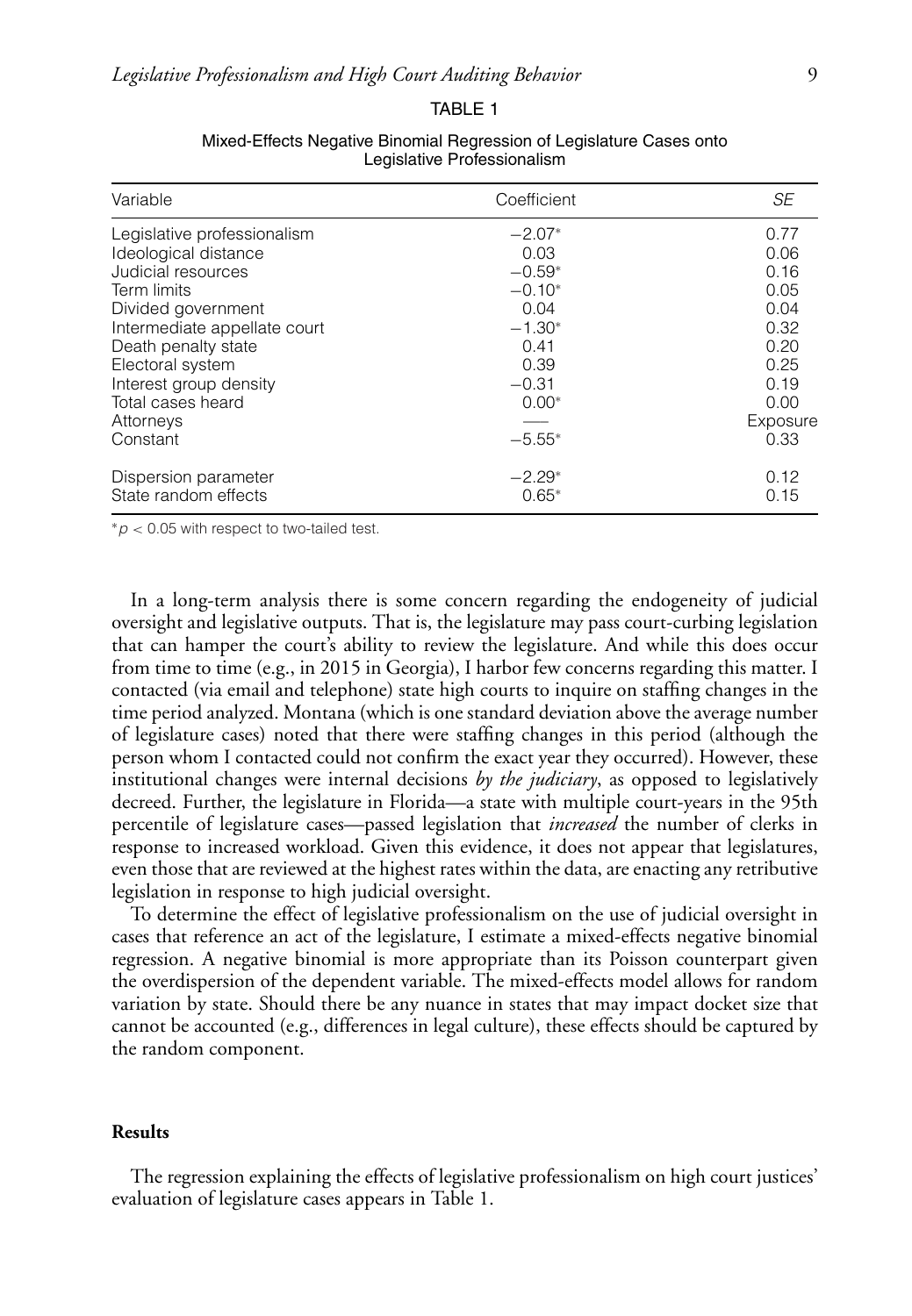TABLE 1

Mixed-Effects Negative Binomial Regression of Legislature Cases onto Legislative Professionalism

| Variable | Coefficient | *SE* |
|---|---|---|
| Legislative professionalism | −2.07* | 0.77 |
| Ideological distance | 0.03 | 0.06 |
| Judicial resources | −0.59* | 0.16 |
| Term limits | −0.10* | 0.05 |
| Divided government | 0.04 | 0.04 |
| Intermediate appellate court | −1.30* | 0.32 |
| Death penalty state | 0.41 | 0.20 |
| Electoral system | 0.39 | 0.25 |
| Interest group density | −0.31 | 0.19 |
| Total cases heard | 0.00* | 0.00 |
| Attorneys | — | Exposure |
| Constant | −5.55* | 0.33 |
| Dispersion parameter | −2.29* | 0.12 |
| State random effects | 0.65* | 0.15 |

*$p < 0.05$ with respect to two-tailed test.

In a long-term analysis there is some concern regarding the endogeneity of judicial oversight and legislative outputs. That is, the legislature may pass court-curbing legislation that can hamper the court's ability to review the legislature. And while this does occur from time to time (e.g., in 2015 in Georgia), I harbor few concerns regarding this matter. I contacted (via email and telephone) state high courts to inquire on staffing changes in the time period analyzed. Montana (which is one standard deviation above the average number of legislature cases) noted that there were staffing changes in this period (although the person whom I contacted could not confirm the exact year they occurred). However, these institutional changes were internal decisions *by the judiciary*, as opposed to legislatively decreed. Further, the legislature in Florida—a state with multiple court-years in the 95th percentile of legislature cases—passed legislation that *increased* the number of clerks in response to increased workload. Given this evidence, it does not appear that legislatures, even those that are reviewed at the highest rates within the data, are enacting any retributive legislation in response to high judicial oversight.

To determine the effect of legislative professionalism on the use of judicial oversight in cases that reference an act of the legislature, I estimate a mixed-effects negative binomial regression. A negative binomial is more appropriate than its Poisson counterpart given the overdispersion of the dependent variable. The mixed-effects model allows for random variation by state. Should there be any nuance in states that may impact docket size that cannot be accounted (e.g., differences in legal culture), these effects should be captured by the random component.

## Results

The regression explaining the effects of legislative professionalism on high court justices' evaluation of legislature cases appears in Table 1.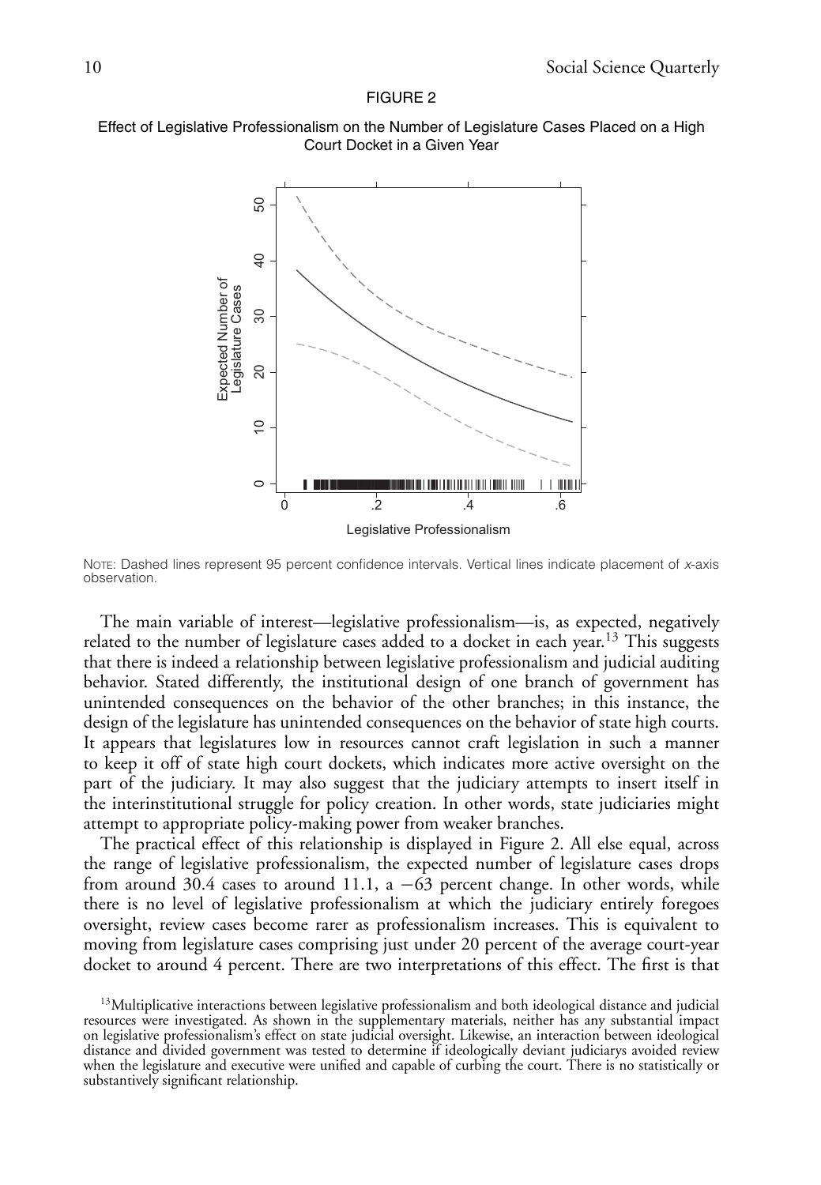FIGURE 2

Effect of Legislative Professionalism on the Number of Legislature Cases Placed on a High Court Docket in a Given Year

NOTE: Dashed lines represent 95 percent confidence intervals. Vertical lines indicate placement of *x*-axis observation.

The main variable of interest—legislative professionalism—is, as expected, negatively related to the number of legislature cases added to a docket in each year.[13] This suggests that there is indeed a relationship between legislative professionalism and judicial auditing behavior. Stated differently, the institutional design of one branch of government has unintended consequences on the behavior of the other branches; in this instance, the design of the legislature has unintended consequences on the behavior of state high courts. It appears that legislatures low in resources cannot craft legislation in such a manner to keep it off of state high court dockets, which indicates more active oversight on the part of the judiciary. It may also suggest that the judiciary attempts to insert itself in the interinstitutional struggle for policy creation. In other words, state judiciaries might attempt to appropriate policy-making power from weaker branches.

The practical effect of this relationship is displayed in Figure 2. All else equal, across the range of legislative professionalism, the expected number of legislature cases drops from around 30.4 cases to around 11.1, a −63 percent change. In other words, while there is no level of legislative professionalism at which the judiciary entirely foregoes oversight, review cases become rarer as professionalism increases. This is equivalent to moving from legislature cases comprising just under 20 percent of the average court-year docket to around 4 percent. There are two interpretations of this effect. The first is that

[13] Multiplicative interactions between legislative professionalism and both ideological distance and judicial resources were investigated. As shown in the supplementary materials, neither has any substantial impact on legislative professionalism's effect on state judicial oversight. Likewise, an interaction between ideological distance and divided government was tested to determine if ideologically deviant judiciarys avoided review when the legislature and executive were unified and capable of curbing the court. There is no statistically or substantively significant relationship.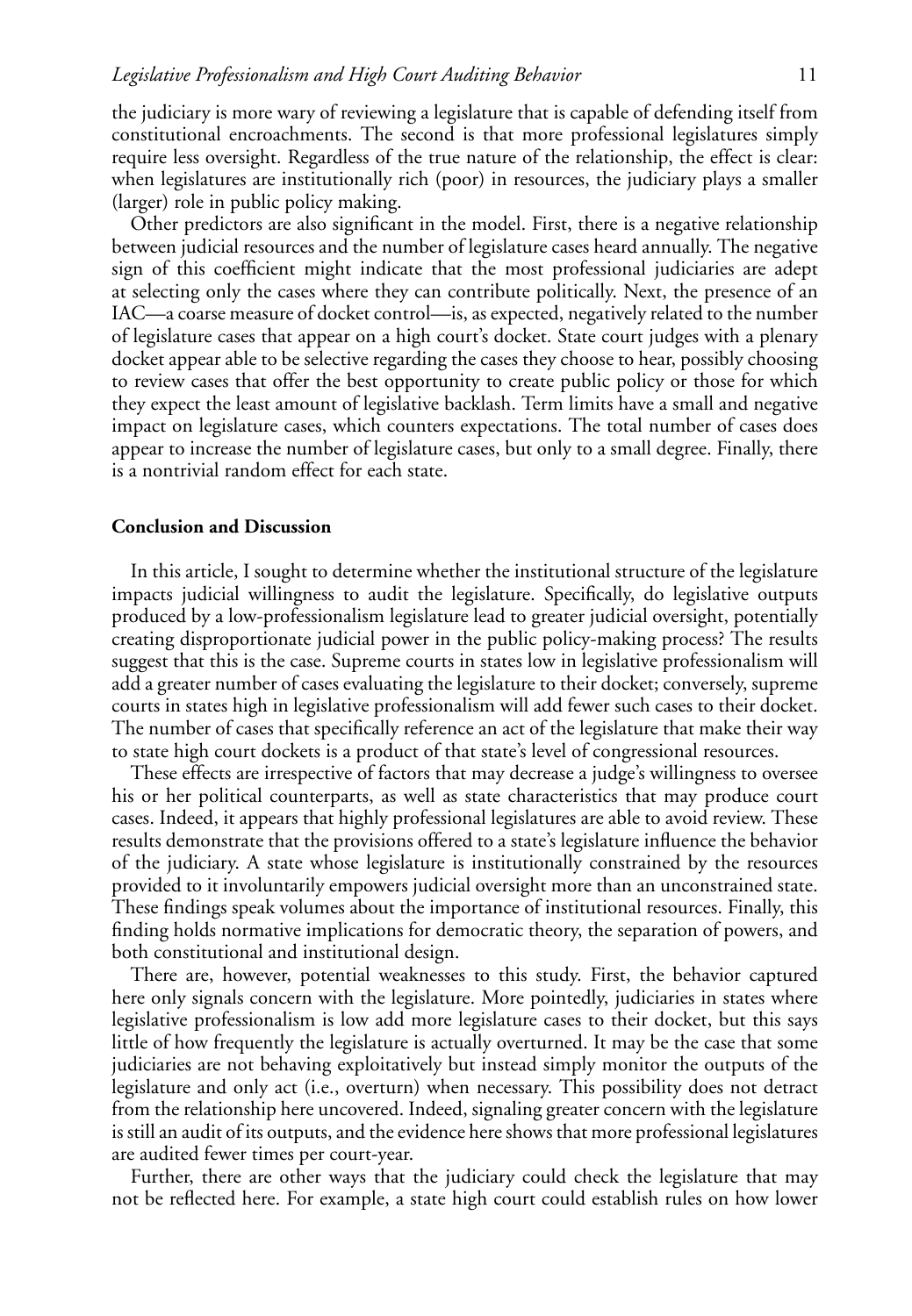the judiciary is more wary of reviewing a legislature that is capable of defending itself from constitutional encroachments. The second is that more professional legislatures simply require less oversight. Regardless of the true nature of the relationship, the effect is clear: when legislatures are institutionally rich (poor) in resources, the judiciary plays a smaller (larger) role in public policy making.

Other predictors are also significant in the model. First, there is a negative relationship between judicial resources and the number of legislature cases heard annually. The negative sign of this coefficient might indicate that the most professional judiciaries are adept at selecting only the cases where they can contribute politically. Next, the presence of an IAC—a coarse measure of docket control—is, as expected, negatively related to the number of legislature cases that appear on a high court's docket. State court judges with a plenary docket appear able to be selective regarding the cases they choose to hear, possibly choosing to review cases that offer the best opportunity to create public policy or those for which they expect the least amount of legislative backlash. Term limits have a small and negative impact on legislature cases, which counters expectations. The total number of cases does appear to increase the number of legislature cases, but only to a small degree. Finally, there is a nontrivial random effect for each state.

## Conclusion and Discussion

In this article, I sought to determine whether the institutional structure of the legislature impacts judicial willingness to audit the legislature. Specifically, do legislative outputs produced by a low-professionalism legislature lead to greater judicial oversight, potentially creating disproportionate judicial power in the public policy-making process? The results suggest that this is the case. Supreme courts in states low in legislative professionalism will add a greater number of cases evaluating the legislature to their docket; conversely, supreme courts in states high in legislative professionalism will add fewer such cases to their docket. The number of cases that specifically reference an act of the legislature that make their way to state high court dockets is a product of that state's level of congressional resources.

These effects are irrespective of factors that may decrease a judge's willingness to oversee his or her political counterparts, as well as state characteristics that may produce court cases. Indeed, it appears that highly professional legislatures are able to avoid review. These results demonstrate that the provisions offered to a state's legislature influence the behavior of the judiciary. A state whose legislature is institutionally constrained by the resources provided to it involuntarily empowers judicial oversight more than an unconstrained state. These findings speak volumes about the importance of institutional resources. Finally, this finding holds normative implications for democratic theory, the separation of powers, and both constitutional and institutional design.

There are, however, potential weaknesses to this study. First, the behavior captured here only signals concern with the legislature. More pointedly, judiciaries in states where legislative professionalism is low add more legislature cases to their docket, but this says little of how frequently the legislature is actually overturned. It may be the case that some judiciaries are not behaving exploitatively but instead simply monitor the outputs of the legislature and only act (i.e., overturn) when necessary. This possibility does not detract from the relationship here uncovered. Indeed, signaling greater concern with the legislature is still an audit of its outputs, and the evidence here shows that more professional legislatures are audited fewer times per court-year.

Further, there are other ways that the judiciary could check the legislature that may not be reflected here. For example, a state high court could establish rules on how lower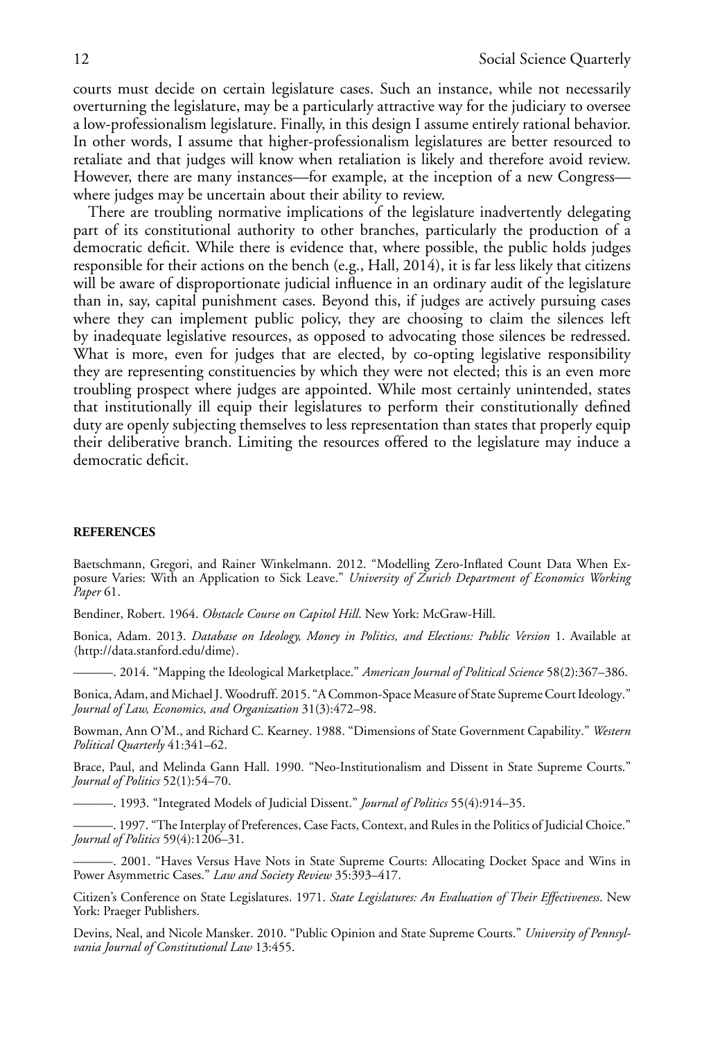courts must decide on certain legislature cases. Such an instance, while not necessarily overturning the legislature, may be a particularly attractive way for the judiciary to oversee a low-professionalism legislature. Finally, in this design I assume entirely rational behavior. In other words, I assume that higher-professionalism legislatures are better resourced to retaliate and that judges will know when retaliation is likely and therefore avoid review. However, there are many instances—for example, at the inception of a new Congress—where judges may be uncertain about their ability to review.

There are troubling normative implications of the legislature inadvertently delegating part of its constitutional authority to other branches, particularly the production of a democratic deficit. While there is evidence that, where possible, the public holds judges responsible for their actions on the bench (e.g., Hall, 2014), it is far less likely that citizens will be aware of disproportionate judicial influence in an ordinary audit of the legislature than in, say, capital punishment cases. Beyond this, if judges are actively pursuing cases where they can implement public policy, they are choosing to claim the silences left by inadequate legislative resources, as opposed to advocating those silences be redressed. What is more, even for judges that are elected, by co-opting legislative responsibility they are representing constituencies by which they were not elected; this is an even more troubling prospect where judges are appointed. While most certainly unintended, states that institutionally ill equip their legislatures to perform their constitutionally defined duty are openly subjecting themselves to less representation than states that properly equip their deliberative branch. Limiting the resources offered to the legislature may induce a democratic deficit.

## REFERENCES

Baetschmann, Gregori, and Rainer Winkelmann. 2012. "Modelling Zero-Inflated Count Data When Exposure Varies: With an Application to Sick Leave." *University of Zurich Department of Economics Working Paper* 61.

Bendiner, Robert. 1964. *Obstacle Course on Capitol Hill*. New York: McGraw-Hill.

Bonica, Adam. 2013. *Database on Ideology, Money in Politics, and Elections: Public Version* 1. Available at ⟨http://data.stanford.edu/dime⟩.

———. 2014. "Mapping the Ideological Marketplace." *American Journal of Political Science* 58(2):367–386.

Bonica, Adam, and Michael J. Woodruff. 2015. "A Common-Space Measure of State Supreme Court Ideology." *Journal of Law, Economics, and Organization* 31(3):472–98.

Bowman, Ann O'M., and Richard C. Kearney. 1988. "Dimensions of State Government Capability." *Western Political Quarterly* 41:341–62.

Brace, Paul, and Melinda Gann Hall. 1990. "Neo-Institutionalism and Dissent in State Supreme Courts." *Journal of Politics* 52(1):54–70.

———. 1993. "Integrated Models of Judicial Dissent." *Journal of Politics* 55(4):914–35.

———. 1997. "The Interplay of Preferences, Case Facts, Context, and Rules in the Politics of Judicial Choice." *Journal of Politics* 59(4):1206–31.

———. 2001. "Haves Versus Have Nots in State Supreme Courts: Allocating Docket Space and Wins in Power Asymmetric Cases." *Law and Society Review* 35:393–417.

Citizen's Conference on State Legislatures. 1971. *State Legislatures: An Evaluation of Their Effectiveness*. New York: Praeger Publishers.

Devins, Neal, and Nicole Mansker. 2010. "Public Opinion and State Supreme Courts." *University of Pennsylvania Journal of Constitutional Law* 13:455.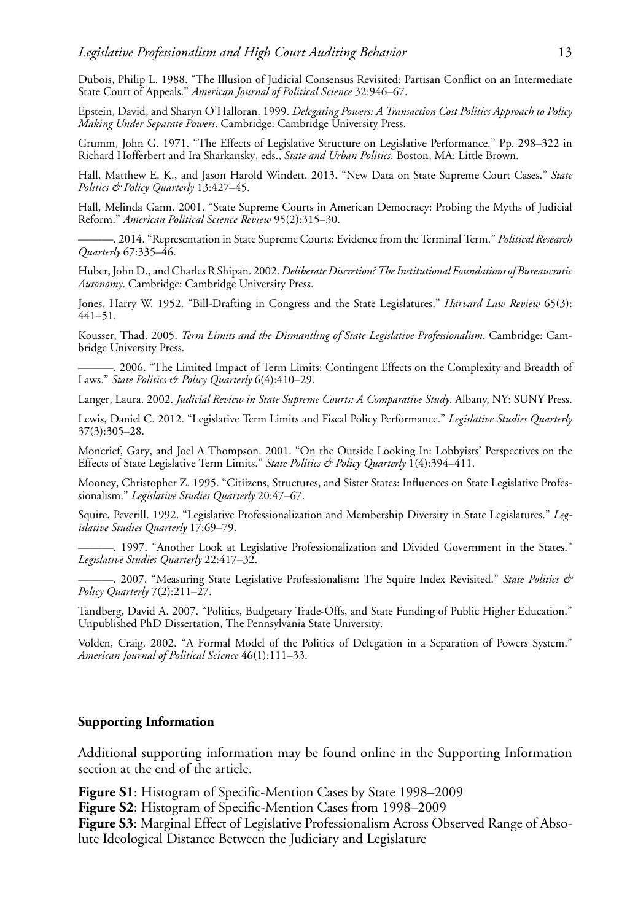Dubois, Philip L. 1988. "The Illusion of Judicial Consensus Revisited: Partisan Conflict on an Intermediate State Court of Appeals." *American Journal of Political Science* 32:946–67.

Epstein, David, and Sharyn O'Halloran. 1999. *Delegating Powers: A Transaction Cost Politics Approach to Policy Making Under Separate Powers*. Cambridge: Cambridge University Press.

Grumm, John G. 1971. "The Effects of Legislative Structure on Legislative Performance." Pp. 298–322 in Richard Hofferbert and Ira Sharkansky, eds., *State and Urban Politics*. Boston, MA: Little Brown.

Hall, Matthew E. K., and Jason Harold Windett. 2013. "New Data on State Supreme Court Cases." *State Politics & Policy Quarterly* 13:427–45.

Hall, Melinda Gann. 2001. "State Supreme Courts in American Democracy: Probing the Myths of Judicial Reform." *American Political Science Review* 95(2):315–30.

———. 2014. "Representation in State Supreme Courts: Evidence from the Terminal Term." *Political Research Quarterly* 67:335–46.

Huber, John D., and Charles R Shipan. 2002. *Deliberate Discretion? The Institutional Foundations of Bureaucratic Autonomy*. Cambridge: Cambridge University Press.

Jones, Harry W. 1952. "Bill-Drafting in Congress and the State Legislatures." *Harvard Law Review* 65(3): 441–51.

Kousser, Thad. 2005. *Term Limits and the Dismantling of State Legislative Professionalism*. Cambridge: Cambridge University Press.

———. 2006. "The Limited Impact of Term Limits: Contingent Effects on the Complexity and Breadth of Laws." *State Politics & Policy Quarterly* 6(4):410–29.

Langer, Laura. 2002. *Judicial Review in State Supreme Courts: A Comparative Study*. Albany, NY: SUNY Press.

Lewis, Daniel C. 2012. "Legislative Term Limits and Fiscal Policy Performance." *Legislative Studies Quarterly* 37(3):305–28.

Moncrief, Gary, and Joel A Thompson. 2001. "On the Outside Looking In: Lobbyists' Perspectives on the Effects of State Legislative Term Limits." *State Politics & Policy Quarterly* 1(4):394–411.

Mooney, Christopher Z. 1995. "Citiizens, Structures, and Sister States: Influences on State Legislative Professionalism." *Legislative Studies Quarterly* 20:47–67.

Squire, Peverill. 1992. "Legislative Professionalization and Membership Diversity in State Legislatures." *Legislative Studies Quarterly* 17:69–79.

———. 1997. "Another Look at Legislative Professionalization and Divided Government in the States." *Legislative Studies Quarterly* 22:417–32.

———. 2007. "Measuring State Legislative Professionalism: The Squire Index Revisited." *State Politics & Policy Quarterly* 7(2):211–27.

Tandberg, David A. 2007. "Politics, Budgetary Trade-Offs, and State Funding of Public Higher Education." Unpublished PhD Dissertation, The Pennsylvania State University.

Volden, Craig. 2002. "A Formal Model of the Politics of Delegation in a Separation of Powers System." *American Journal of Political Science* 46(1):111–33.

**Supporting Information**

Additional supporting information may be found online in the Supporting Information section at the end of the article.

**Figure S1**: Histogram of Specific-Mention Cases by State 1998–2009
**Figure S2**: Histogram of Specific-Mention Cases from 1998–2009
**Figure S3**: Marginal Effect of Legislative Professionalism Across Observed Range of Absolute Ideological Distance Between the Judiciary and Legislature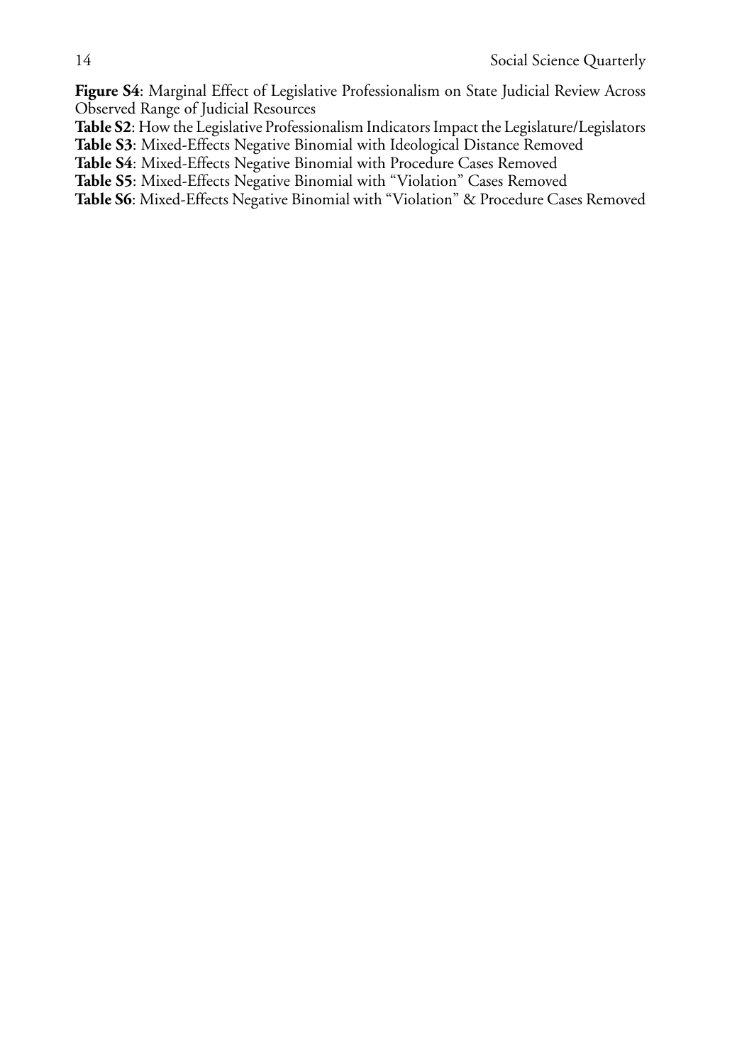**Figure S4**: Marginal Effect of Legislative Professionalism on State Judicial Review Across Observed Range of Judicial Resources

**Table S2**: How the Legislative Professionalism Indicators Impact the Legislature/Legislators

**Table S3**: Mixed-Effects Negative Binomial with Ideological Distance Removed

**Table S4**: Mixed-Effects Negative Binomial with Procedure Cases Removed

**Table S5**: Mixed-Effects Negative Binomial with "Violation" Cases Removed

**Table S6**: Mixed-Effects Negative Binomial with "Violation" & Procedure Cases Removed